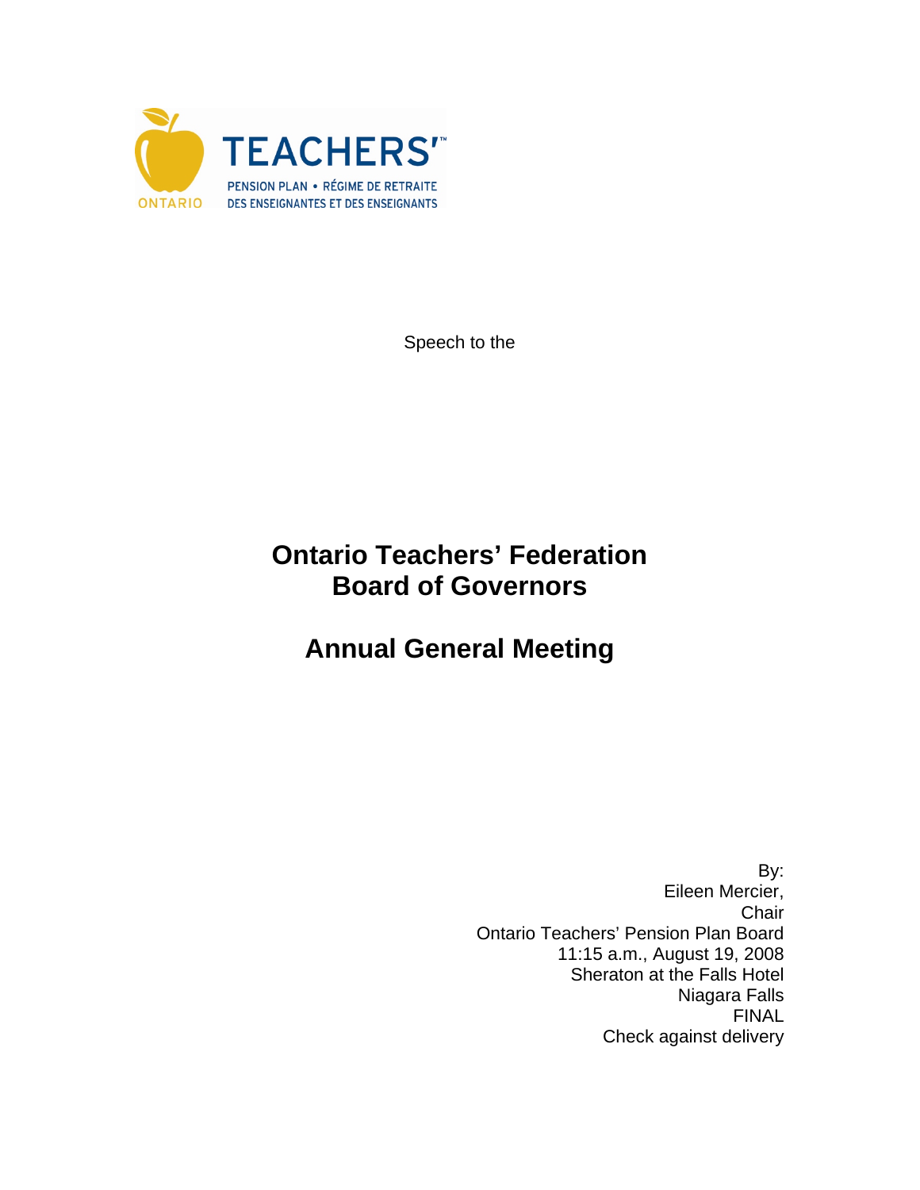TEACHERS'™

ONTARIO

PENSION PLAN • RÉGIME DE RETRAITE DES ENSEIGNANTES ET DES ENSEIGNANTS

Speech to the

# Ontario Teachers' Federation Board of Governors

# Annual General Meeting

By:
Eileen Mercier,
Chair
Ontario Teachers' Pension Plan Board
11:15 a.m., August 19, 2008
Sheraton at the Falls Hotel
Niagara Falls
FINAL
Check against delivery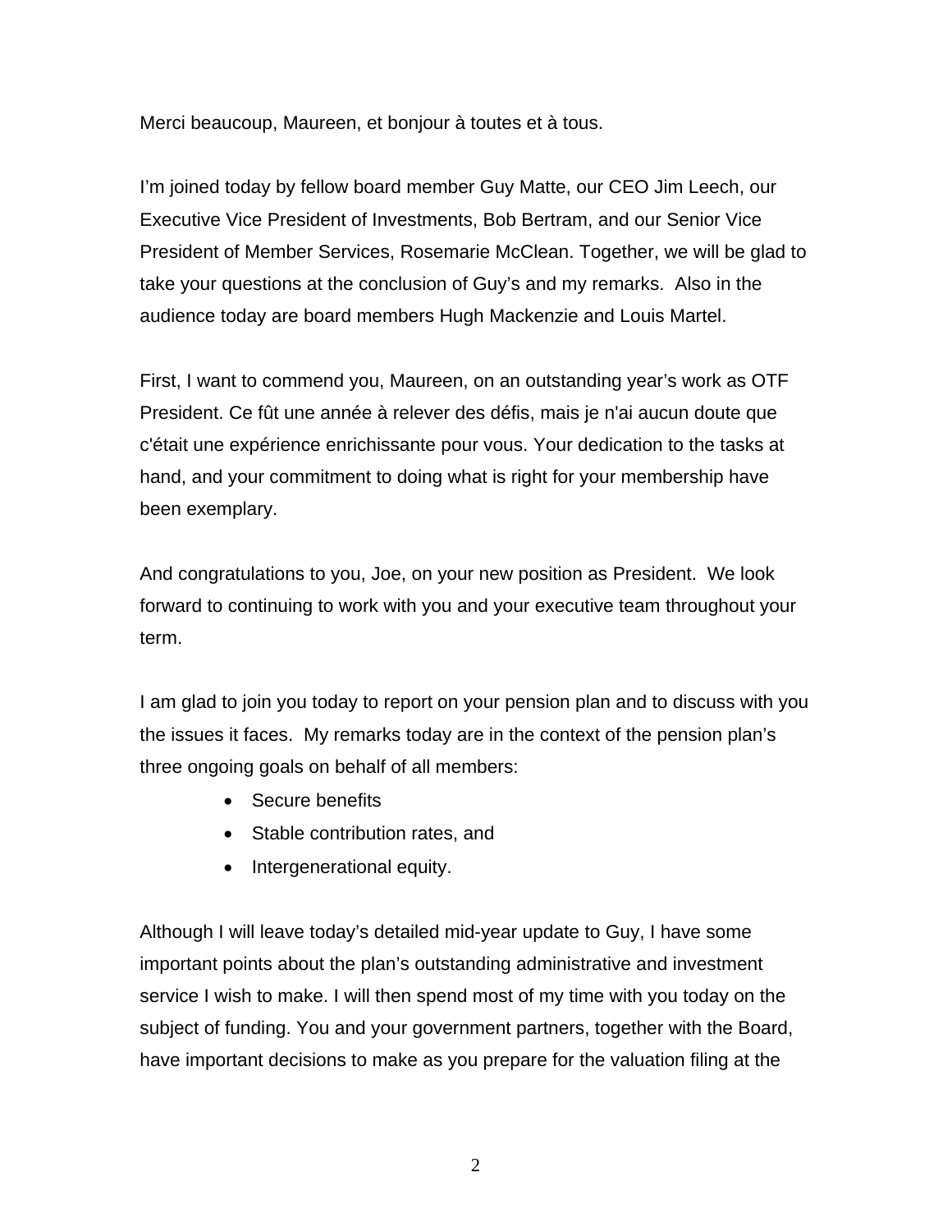Merci beaucoup, Maureen, et bonjour à toutes et à tous.

I'm joined today by fellow board member Guy Matte, our CEO Jim Leech, our Executive Vice President of Investments, Bob Bertram, and our Senior Vice President of Member Services, Rosemarie McClean. Together, we will be glad to take your questions at the conclusion of Guy's and my remarks. Also in the audience today are board members Hugh Mackenzie and Louis Martel.

First, I want to commend you, Maureen, on an outstanding year's work as OTF President. Ce fût une année à relever des défis, mais je n'ai aucun doute que c'était une expérience enrichissante pour vous. Your dedication to the tasks at hand, and your commitment to doing what is right for your membership have been exemplary.

And congratulations to you, Joe, on your new position as President. We look forward to continuing to work with you and your executive team throughout your term.

I am glad to join you today to report on your pension plan and to discuss with you the issues it faces. My remarks today are in the context of the pension plan's three ongoing goals on behalf of all members:

- Secure benefits
- Stable contribution rates, and
- Intergenerational equity.

Although I will leave today's detailed mid-year update to Guy, I have some important points about the plan's outstanding administrative and investment service I wish to make. I will then spend most of my time with you today on the subject of funding. You and your government partners, together with the Board, have important decisions to make as you prepare for the valuation filing at the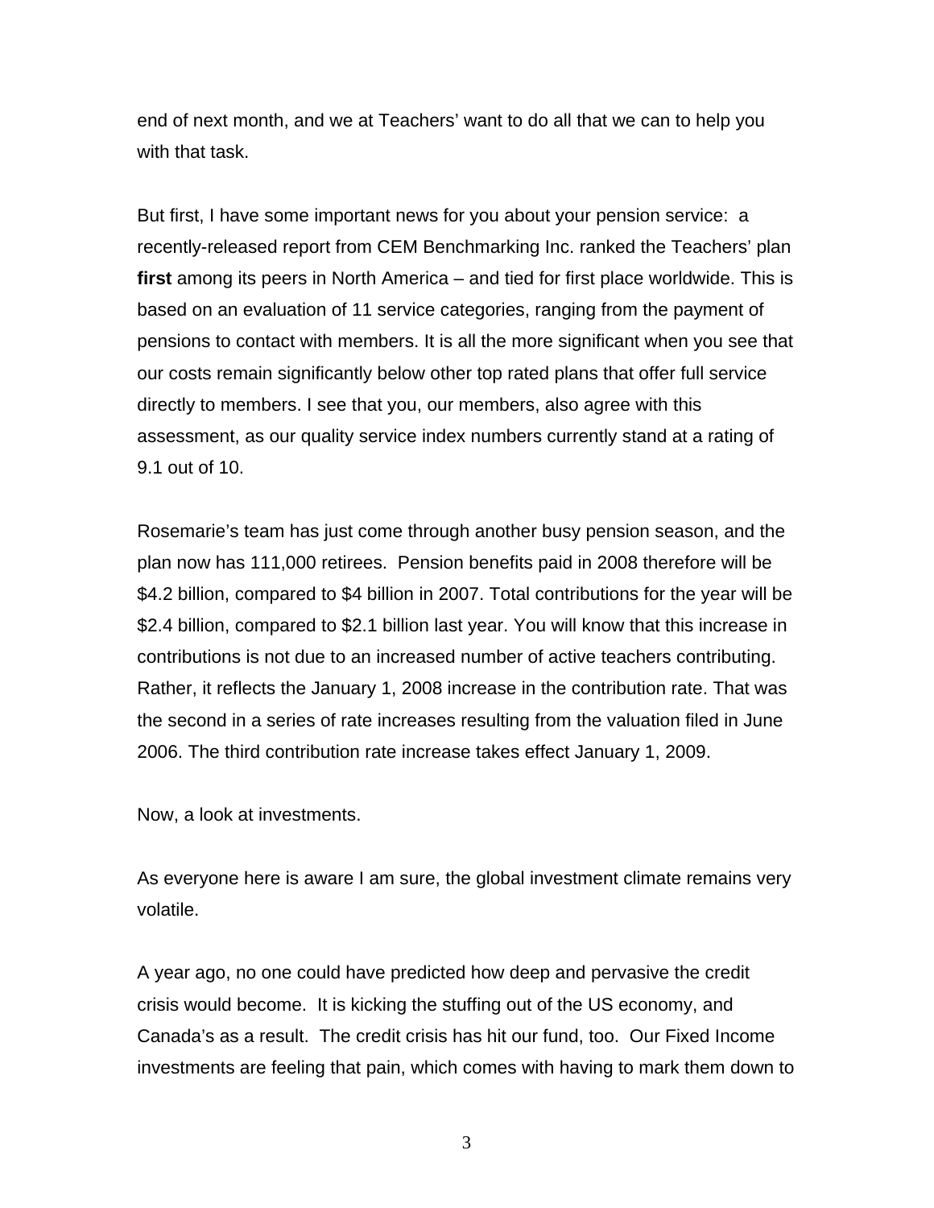end of next month, and we at Teachers' want to do all that we can to help you with that task.

But first, I have some important news for you about your pension service: a recently-released report from CEM Benchmarking Inc. ranked the Teachers' plan **first** among its peers in North America – and tied for first place worldwide. This is based on an evaluation of 11 service categories, ranging from the payment of pensions to contact with members. It is all the more significant when you see that our costs remain significantly below other top rated plans that offer full service directly to members. I see that you, our members, also agree with this assessment, as our quality service index numbers currently stand at a rating of 9.1 out of 10.

Rosemarie's team has just come through another busy pension season, and the plan now has 111,000 retirees. Pension benefits paid in 2008 therefore will be $4.2 billion, compared to $4 billion in 2007. Total contributions for the year will be $2.4 billion, compared to $2.1 billion last year. You will know that this increase in contributions is not due to an increased number of active teachers contributing. Rather, it reflects the January 1, 2008 increase in the contribution rate. That was the second in a series of rate increases resulting from the valuation filed in June 2006. The third contribution rate increase takes effect January 1, 2009.

Now, a look at investments.

As everyone here is aware I am sure, the global investment climate remains very volatile.

A year ago, no one could have predicted how deep and pervasive the credit crisis would become. It is kicking the stuffing out of the US economy, and Canada's as a result. The credit crisis has hit our fund, too. Our Fixed Income investments are feeling that pain, which comes with having to mark them down to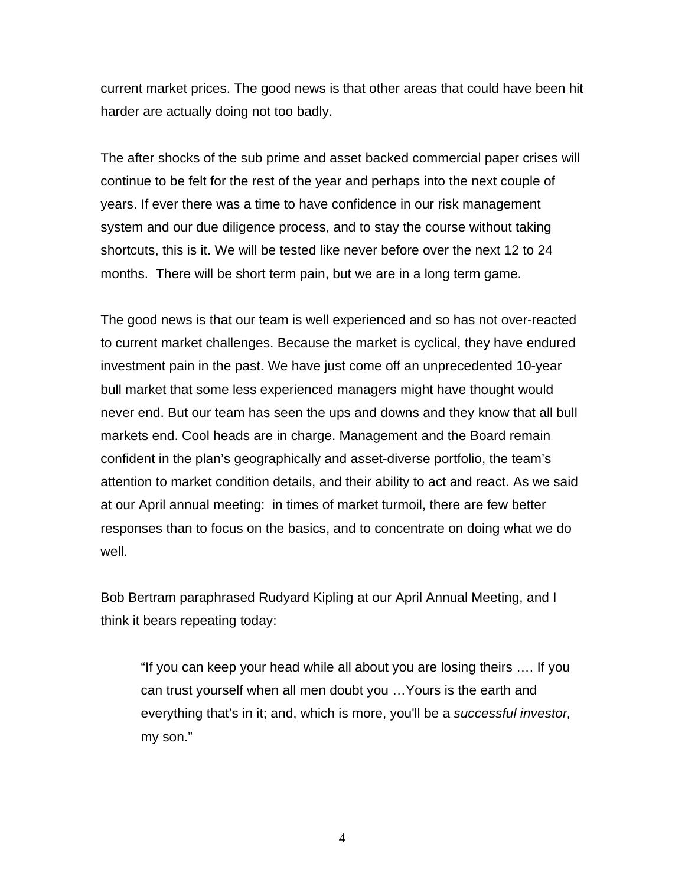current market prices. The good news is that other areas that could have been hit harder are actually doing not too badly.

The after shocks of the sub prime and asset backed commercial paper crises will continue to be felt for the rest of the year and perhaps into the next couple of years. If ever there was a time to have confidence in our risk management system and our due diligence process, and to stay the course without taking shortcuts, this is it. We will be tested like never before over the next 12 to 24 months.  There will be short term pain, but we are in a long term game.

The good news is that our team is well experienced and so has not over-reacted to current market challenges. Because the market is cyclical, they have endured investment pain in the past. We have just come off an unprecedented 10-year bull market that some less experienced managers might have thought would never end. But our team has seen the ups and downs and they know that all bull markets end. Cool heads are in charge. Management and the Board remain confident in the plan's geographically and asset-diverse portfolio, the team's attention to market condition details, and their ability to act and react. As we said at our April annual meeting:  in times of market turmoil, there are few better responses than to focus on the basics, and to concentrate on doing what we do well.

Bob Bertram paraphrased Rudyard Kipling at our April Annual Meeting, and I think it bears repeating today:

> "If you can keep your head while all about you are losing theirs …. If you can trust yourself when all men doubt you …Yours is the earth and everything that's in it; and, which is more, you'll be a *successful investor,* my son."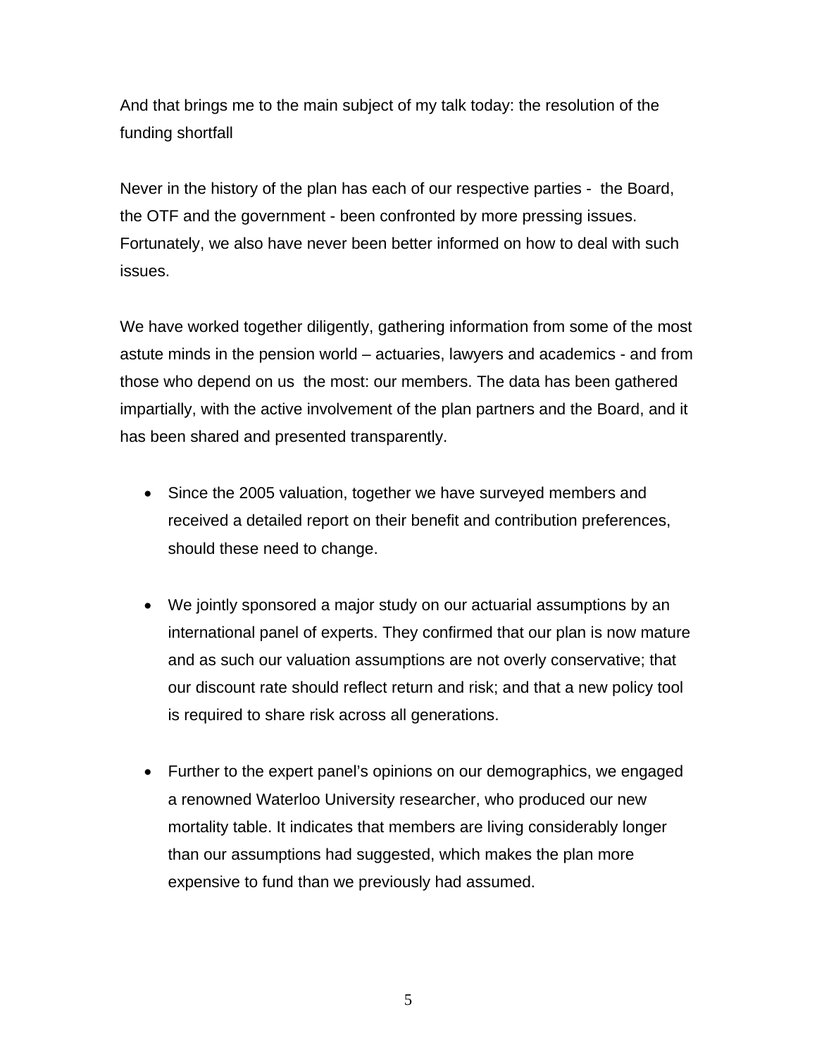And that brings me to the main subject of my talk today: the resolution of the funding shortfall

Never in the history of the plan has each of our respective parties - the Board, the OTF and the government - been confronted by more pressing issues. Fortunately, we also have never been better informed on how to deal with such issues.

We have worked together diligently, gathering information from some of the most astute minds in the pension world – actuaries, lawyers and academics - and from those who depend on us the most: our members. The data has been gathered impartially, with the active involvement of the plan partners and the Board, and it has been shared and presented transparently.

- Since the 2005 valuation, together we have surveyed members and received a detailed report on their benefit and contribution preferences, should these need to change.

- We jointly sponsored a major study on our actuarial assumptions by an international panel of experts. They confirmed that our plan is now mature and as such our valuation assumptions are not overly conservative; that our discount rate should reflect return and risk; and that a new policy tool is required to share risk across all generations.

- Further to the expert panel's opinions on our demographics, we engaged a renowned Waterloo University researcher, who produced our new mortality table. It indicates that members are living considerably longer than our assumptions had suggested, which makes the plan more expensive to fund than we previously had assumed.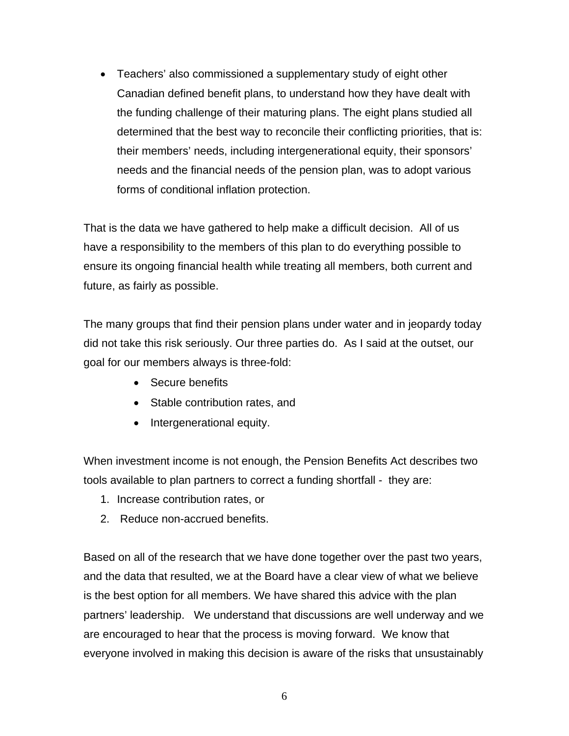- Teachers' also commissioned a supplementary study of eight other Canadian defined benefit plans, to understand how they have dealt with the funding challenge of their maturing plans. The eight plans studied all determined that the best way to reconcile their conflicting priorities, that is: their members' needs, including intergenerational equity, their sponsors' needs and the financial needs of the pension plan, was to adopt various forms of conditional inflation protection.

That is the data we have gathered to help make a difficult decision. All of us have a responsibility to the members of this plan to do everything possible to ensure its ongoing financial health while treating all members, both current and future, as fairly as possible.

The many groups that find their pension plans under water and in jeopardy today did not take this risk seriously. Our three parties do. As I said at the outset, our goal for our members always is three-fold:

- Secure benefits
- Stable contribution rates, and
- Intergenerational equity.

When investment income is not enough, the Pension Benefits Act describes two tools available to plan partners to correct a funding shortfall - they are:

1. Increase contribution rates, or
2. Reduce non-accrued benefits.

Based on all of the research that we have done together over the past two years, and the data that resulted, we at the Board have a clear view of what we believe is the best option for all members. We have shared this advice with the plan partners' leadership. We understand that discussions are well underway and we are encouraged to hear that the process is moving forward. We know that everyone involved in making this decision is aware of the risks that unsustainably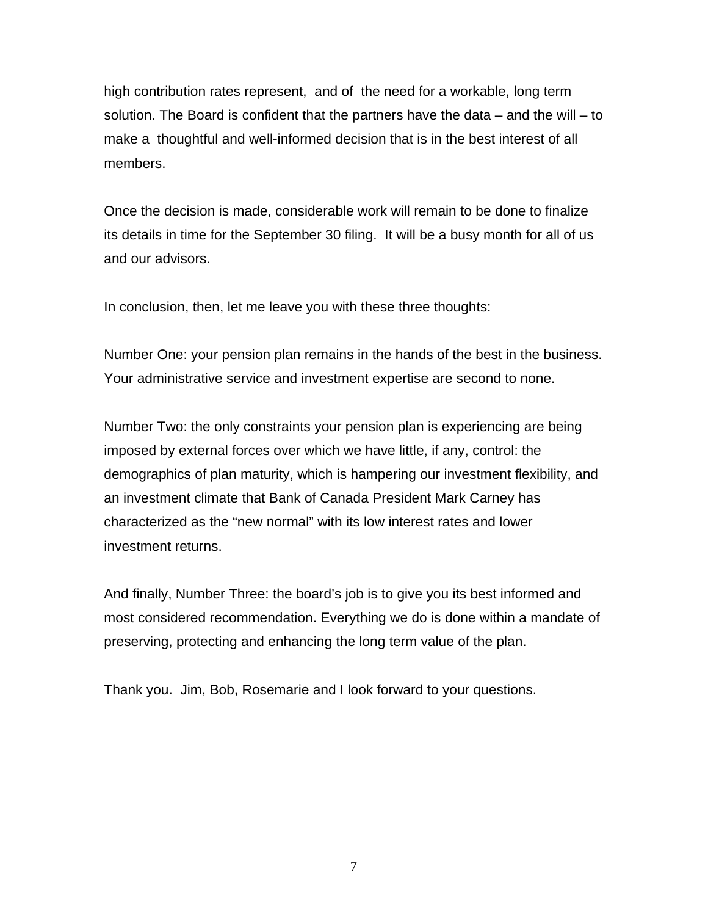high contribution rates represent, and of the need for a workable, long term solution. The Board is confident that the partners have the data – and the will – to make a thoughtful and well-informed decision that is in the best interest of all members.

Once the decision is made, considerable work will remain to be done to finalize its details in time for the September 30 filing. It will be a busy month for all of us and our advisors.

In conclusion, then, let me leave you with these three thoughts:

Number One: your pension plan remains in the hands of the best in the business. Your administrative service and investment expertise are second to none.

Number Two: the only constraints your pension plan is experiencing are being imposed by external forces over which we have little, if any, control: the demographics of plan maturity, which is hampering our investment flexibility, and an investment climate that Bank of Canada President Mark Carney has characterized as the "new normal" with its low interest rates and lower investment returns.

And finally, Number Three: the board's job is to give you its best informed and most considered recommendation. Everything we do is done within a mandate of preserving, protecting and enhancing the long term value of the plan.

Thank you. Jim, Bob, Rosemarie and I look forward to your questions.